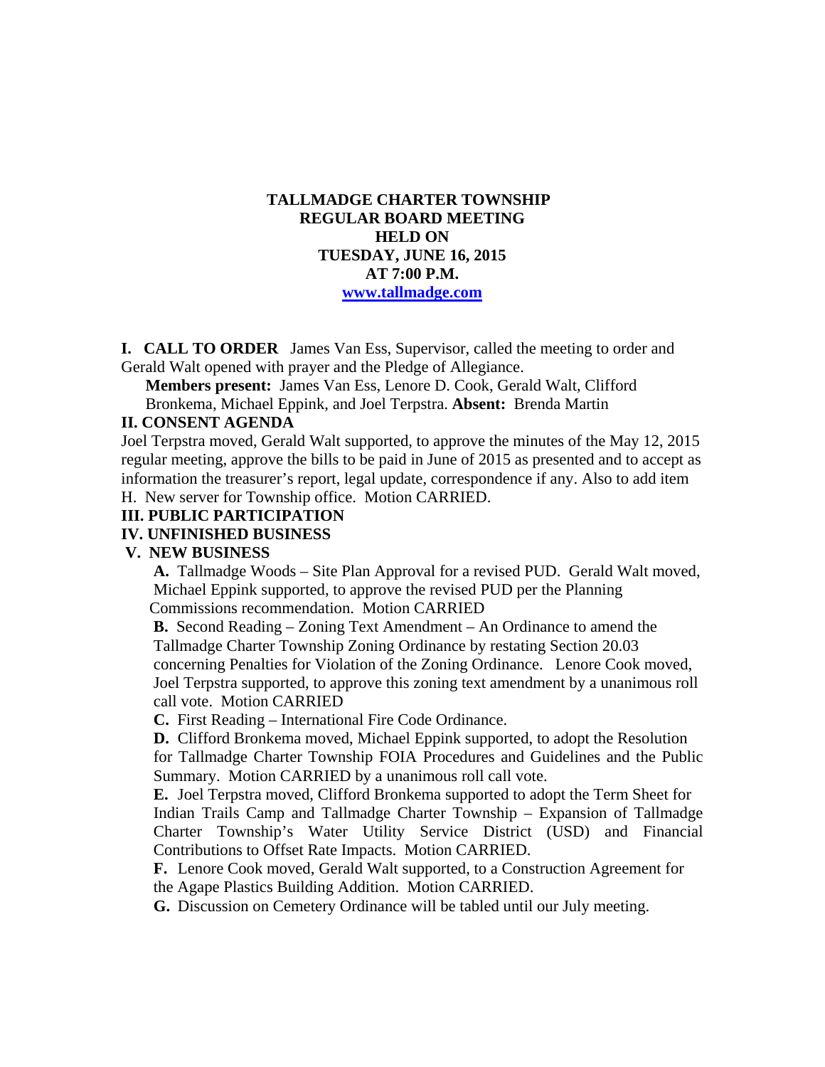# TALLMADGE CHARTER TOWNSHIP
## REGULAR BOARD MEETING
## HELD ON
## TUESDAY, JUNE 16, 2015
## AT 7:00 P.M.

www.tallmadge.com

**I. CALL TO ORDER** James Van Ess, Supervisor, called the meeting to order and Gerald Walt opened with prayer and the Pledge of Allegiance.

**Members present:** James Van Ess, Lenore D. Cook, Gerald Walt, Clifford Bronkema, Michael Eppink, and Joel Terpstra. **Absent:** Brenda Martin

**II. CONSENT AGENDA**

Joel Terpstra moved, Gerald Walt supported, to approve the minutes of the May 12, 2015 regular meeting, approve the bills to be paid in June of 2015 as presented and to accept as information the treasurer's report, legal update, correspondence if any. Also to add item H. New server for Township office. Motion CARRIED.

**III. PUBLIC PARTICIPATION**

**IV. UNFINISHED BUSINESS**

**V. NEW BUSINESS**

**A.** Tallmadge Woods – Site Plan Approval for a revised PUD. Gerald Walt moved, Michael Eppink supported, to approve the revised PUD per the Planning Commissions recommendation. Motion CARRIED

**B.** Second Reading – Zoning Text Amendment – An Ordinance to amend the Tallmadge Charter Township Zoning Ordinance by restating Section 20.03 concerning Penalties for Violation of the Zoning Ordinance. Lenore Cook moved, Joel Terpstra supported, to approve this zoning text amendment by a unanimous roll call vote. Motion CARRIED

**C.** First Reading – International Fire Code Ordinance.

**D.** Clifford Bronkema moved, Michael Eppink supported, to adopt the Resolution for Tallmadge Charter Township FOIA Procedures and Guidelines and the Public Summary. Motion CARRIED by a unanimous roll call vote.

**E.** Joel Terpstra moved, Clifford Bronkema supported to adopt the Term Sheet for Indian Trails Camp and Tallmadge Charter Township – Expansion of Tallmadge Charter Township's Water Utility Service District (USD) and Financial Contributions to Offset Rate Impacts. Motion CARRIED.

**F.** Lenore Cook moved, Gerald Walt supported, to a Construction Agreement for the Agape Plastics Building Addition. Motion CARRIED.

**G.** Discussion on Cemetery Ordinance will be tabled until our July meeting.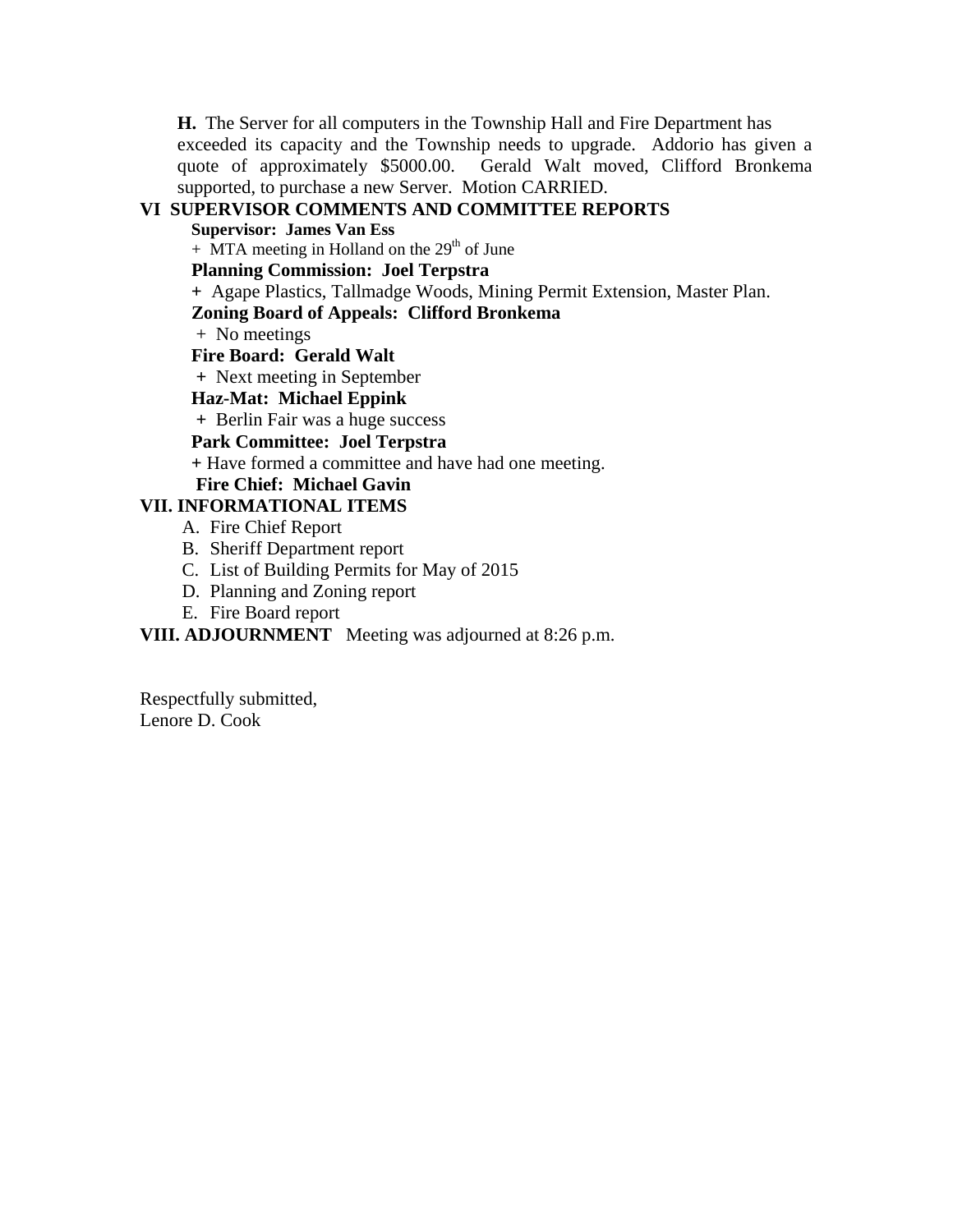**H.** The Server for all computers in the Township Hall and Fire Department has exceeded its capacity and the Township needs to upgrade. Addorio has given a quote of approximately $5000.00. Gerald Walt moved, Clifford Bronkema supported, to purchase a new Server. Motion CARRIED.

**VI SUPERVISOR COMMENTS AND COMMITTEE REPORTS**

**Supervisor: James Van Ess**

+ MTA meeting in Holland on the 29th of June

**Planning Commission: Joel Terpstra**

+ Agape Plastics, Tallmadge Woods, Mining Permit Extension, Master Plan.

**Zoning Board of Appeals: Clifford Bronkema**

+ No meetings

**Fire Board: Gerald Walt**

+ Next meeting in September

**Haz-Mat: Michael Eppink**

+ Berlin Fair was a huge success

**Park Committee: Joel Terpstra**

+ Have formed a committee and have had one meeting.

**Fire Chief: Michael Gavin**

**VII. INFORMATIONAL ITEMS**

A. Fire Chief Report
B. Sheriff Department report
C. List of Building Permits for May of 2015
D. Planning and Zoning report
E. Fire Board report

**VIII. ADJOURNMENT** Meeting was adjourned at 8:26 p.m.

Respectfully submitted,
Lenore D. Cook